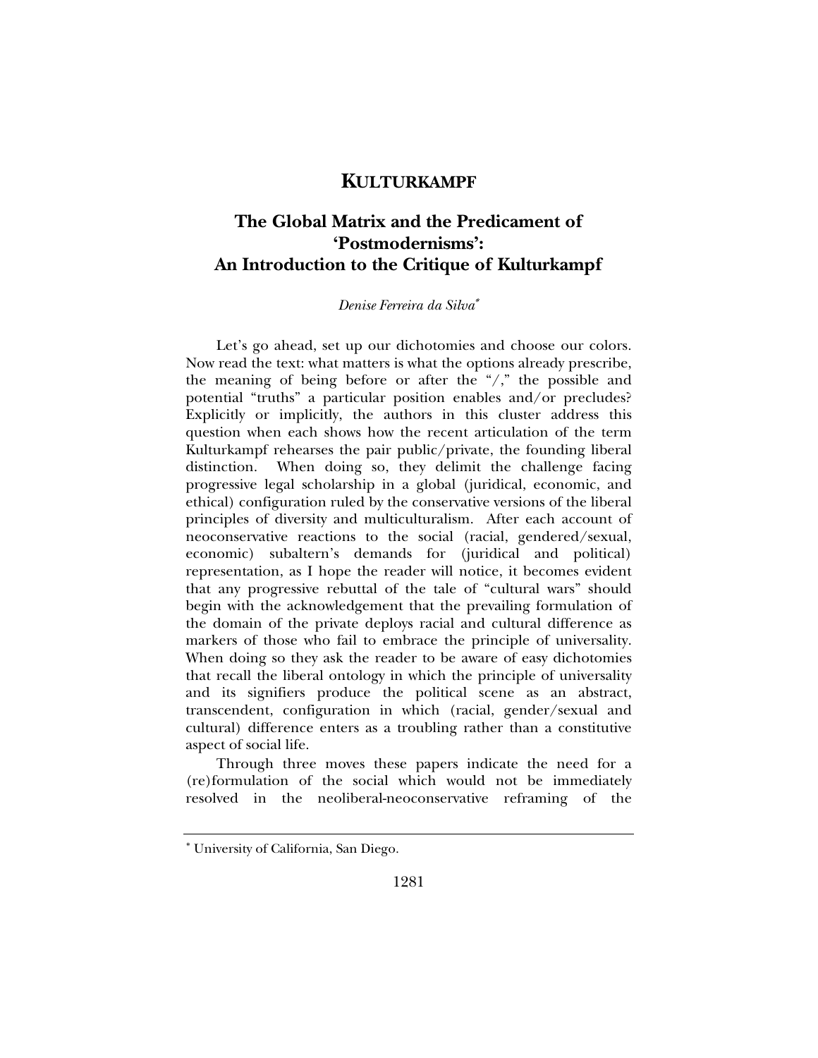# KULTURKAMPF

## The Global Matrix and the Predicament of 'Postmodernisms': An Introduction to the Critique of Kulturkampf

*Denise Ferreira da Silva*[*]

Let's go ahead, set up our dichotomies and choose our colors. Now read the text: what matters is what the options already prescribe, the meaning of being before or after the "/," the possible and potential "truths" a particular position enables and/or precludes? Explicitly or implicitly, the authors in this cluster address this question when each shows how the recent articulation of the term Kulturkampf rehearses the pair public/private, the founding liberal distinction. When doing so, they delimit the challenge facing progressive legal scholarship in a global (juridical, economic, and ethical) configuration ruled by the conservative versions of the liberal principles of diversity and multiculturalism. After each account of neoconservative reactions to the social (racial, gendered/sexual, economic) subaltern's demands for (juridical and political) representation, as I hope the reader will notice, it becomes evident that any progressive rebuttal of the tale of "cultural wars" should begin with the acknowledgement that the prevailing formulation of the domain of the private deploys racial and cultural difference as markers of those who fail to embrace the principle of universality. When doing so they ask the reader to be aware of easy dichotomies that recall the liberal ontology in which the principle of universality and its signifiers produce the political scene as an abstract, transcendent, configuration in which (racial, gender/sexual and cultural) difference enters as a troubling rather than a constitutive aspect of social life.

Through three moves these papers indicate the need for a (re)formulation of the social which would not be immediately resolved in the neoliberal-neoconservative reframing of the

---

[*] University of California, San Diego.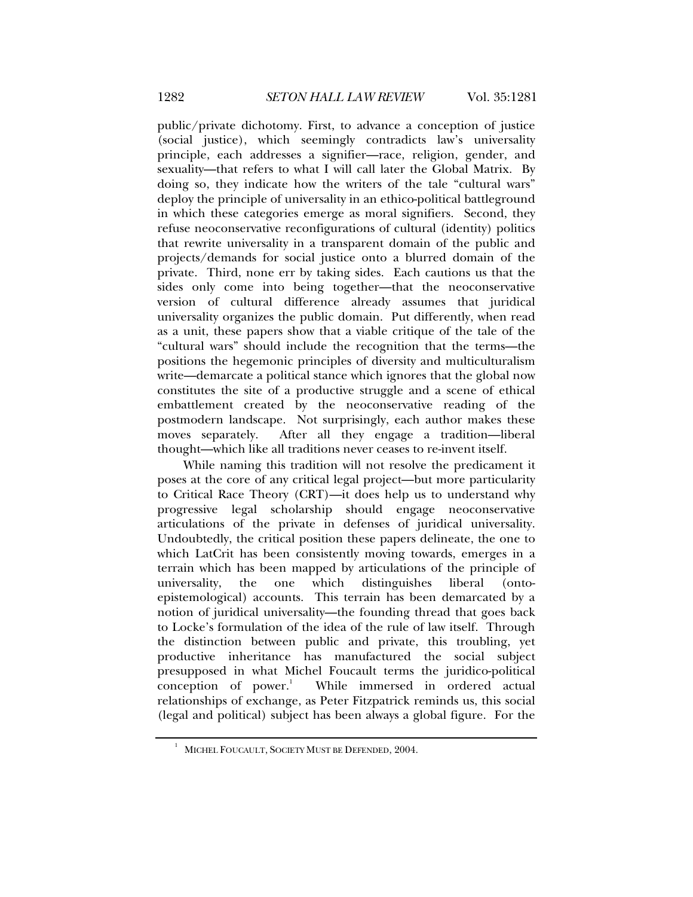public/private dichotomy. First, to advance a conception of justice (social justice), which seemingly contradicts law's universality principle, each addresses a signifier—race, religion, gender, and sexuality—that refers to what I will call later the Global Matrix. By doing so, they indicate how the writers of the tale "cultural wars" deploy the principle of universality in an ethico-political battleground in which these categories emerge as moral signifiers. Second, they refuse neoconservative reconfigurations of cultural (identity) politics that rewrite universality in a transparent domain of the public and projects/demands for social justice onto a blurred domain of the private. Third, none err by taking sides. Each cautions us that the sides only come into being together—that the neoconservative version of cultural difference already assumes that juridical universality organizes the public domain. Put differently, when read as a unit, these papers show that a viable critique of the tale of the "cultural wars" should include the recognition that the terms—the positions the hegemonic principles of diversity and multiculturalism write—demarcate a political stance which ignores that the global now constitutes the site of a productive struggle and a scene of ethical embattlement created by the neoconservative reading of the postmodern landscape. Not surprisingly, each author makes these moves separately. After all they engage a tradition—liberal thought—which like all traditions never ceases to re-invent itself.

While naming this tradition will not resolve the predicament it poses at the core of any critical legal project—but more particularity to Critical Race Theory (CRT)—it does help us to understand why progressive legal scholarship should engage neoconservative articulations of the private in defenses of juridical universality. Undoubtedly, the critical position these papers delineate, the one to which LatCrit has been consistently moving towards, emerges in a terrain which has been mapped by articulations of the principle of universality, the one which distinguishes liberal (onto-epistemological) accounts. This terrain has been demarcated by a notion of juridical universality—the founding thread that goes back to Locke's formulation of the idea of the rule of law itself. Through the distinction between public and private, this troubling, yet productive inheritance has manufactured the social subject presupposed in what Michel Foucault terms the juridico-political conception of power.[1] While immersed in ordered actual relationships of exchange, as Peter Fitzpatrick reminds us, this social (legal and political) subject has been always a global figure. For the

[1] MICHEL FOUCAULT, SOCIETY MUST BE DEFENDED, 2004.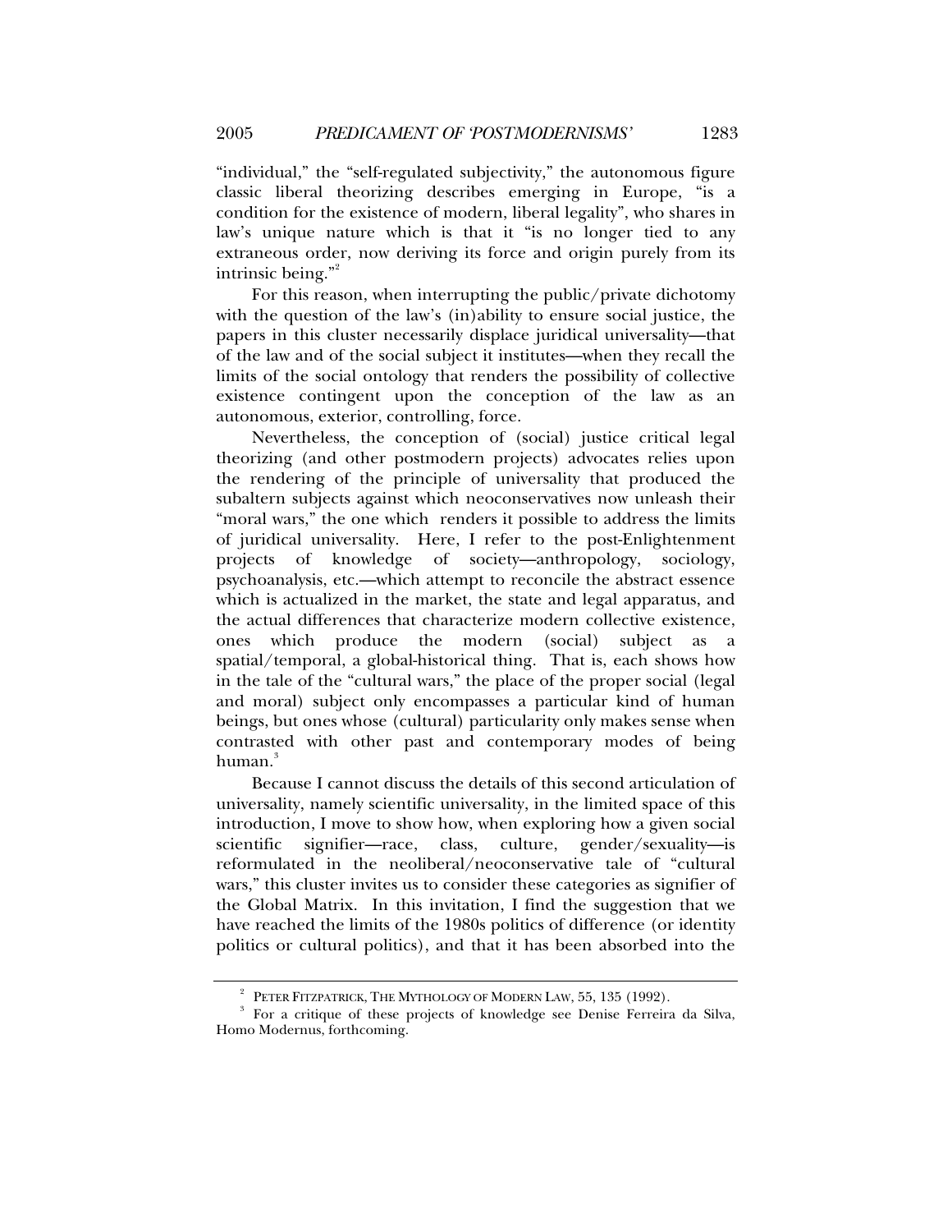"individual," the "self-regulated subjectivity," the autonomous figure classic liberal theorizing describes emerging in Europe, "is a condition for the existence of modern, liberal legality", who shares in law's unique nature which is that it "is no longer tied to any extraneous order, now deriving its force and origin purely from its intrinsic being."[2]

For this reason, when interrupting the public/private dichotomy with the question of the law's (in)ability to ensure social justice, the papers in this cluster necessarily displace juridical universality—that of the law and of the social subject it institutes—when they recall the limits of the social ontology that renders the possibility of collective existence contingent upon the conception of the law as an autonomous, exterior, controlling, force.

Nevertheless, the conception of (social) justice critical legal theorizing (and other postmodern projects) advocates relies upon the rendering of the principle of universality that produced the subaltern subjects against which neoconservatives now unleash their "moral wars," the one which renders it possible to address the limits of juridical universality. Here, I refer to the post-Enlightenment projects of knowledge of society—anthropology, sociology, psychoanalysis, etc.—which attempt to reconcile the abstract essence which is actualized in the market, the state and legal apparatus, and the actual differences that characterize modern collective existence, ones which produce the modern (social) subject as a spatial/temporal, a global-historical thing. That is, each shows how in the tale of the "cultural wars," the place of the proper social (legal and moral) subject only encompasses a particular kind of human beings, but ones whose (cultural) particularity only makes sense when contrasted with other past and contemporary modes of being human.[3]

Because I cannot discuss the details of this second articulation of universality, namely scientific universality, in the limited space of this introduction, I move to show how, when exploring how a given social scientific signifier—race, class, culture, gender/sexuality—is reformulated in the neoliberal/neoconservative tale of "cultural wars," this cluster invites us to consider these categories as signifier of the Global Matrix. In this invitation, I find the suggestion that we have reached the limits of the 1980s politics of difference (or identity politics or cultural politics), and that it has been absorbed into the

---

[2] PETER FITZPATRICK, THE MYTHOLOGY OF MODERN LAW, 55, 135 (1992).

[3] For a critique of these projects of knowledge see Denise Ferreira da Silva, Homo Modernus, forthcoming.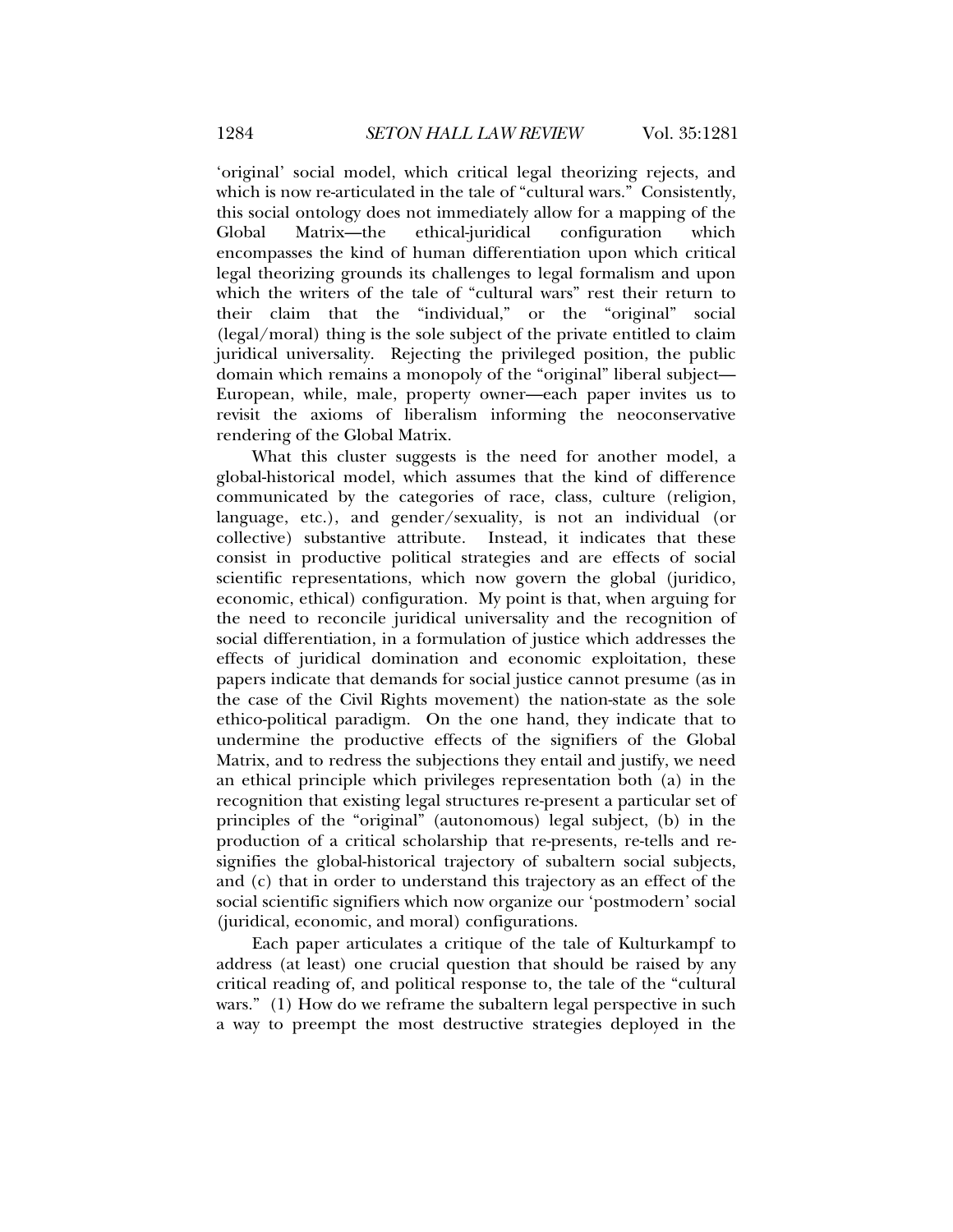'original' social model, which critical legal theorizing rejects, and which is now re-articulated in the tale of "cultural wars." Consistently, this social ontology does not immediately allow for a mapping of the Global Matrix—the ethical-juridical configuration which encompasses the kind of human differentiation upon which critical legal theorizing grounds its challenges to legal formalism and upon which the writers of the tale of "cultural wars" rest their return to their claim that the "individual," or the "original" social (legal/moral) thing is the sole subject of the private entitled to claim juridical universality. Rejecting the privileged position, the public domain which remains a monopoly of the "original" liberal subject—European, while, male, property owner—each paper invites us to revisit the axioms of liberalism informing the neoconservative rendering of the Global Matrix.

What this cluster suggests is the need for another model, a global-historical model, which assumes that the kind of difference communicated by the categories of race, class, culture (religion, language, etc.), and gender/sexuality, is not an individual (or collective) substantive attribute. Instead, it indicates that these consist in productive political strategies and are effects of social scientific representations, which now govern the global (juridico, economic, ethical) configuration. My point is that, when arguing for the need to reconcile juridical universality and the recognition of social differentiation, in a formulation of justice which addresses the effects of juridical domination and economic exploitation, these papers indicate that demands for social justice cannot presume (as in the case of the Civil Rights movement) the nation-state as the sole ethico-political paradigm. On the one hand, they indicate that to undermine the productive effects of the signifiers of the Global Matrix, and to redress the subjections they entail and justify, we need an ethical principle which privileges representation both (a) in the recognition that existing legal structures re-present a particular set of principles of the "original" (autonomous) legal subject, (b) in the production of a critical scholarship that re-presents, re-tells and re-signifies the global-historical trajectory of subaltern social subjects, and (c) that in order to understand this trajectory as an effect of the social scientific signifiers which now organize our 'postmodern' social (juridical, economic, and moral) configurations.

Each paper articulates a critique of the tale of Kulturkampf to address (at least) one crucial question that should be raised by any critical reading of, and political response to, the tale of the "cultural wars." (1) How do we reframe the subaltern legal perspective in such a way to preempt the most destructive strategies deployed in the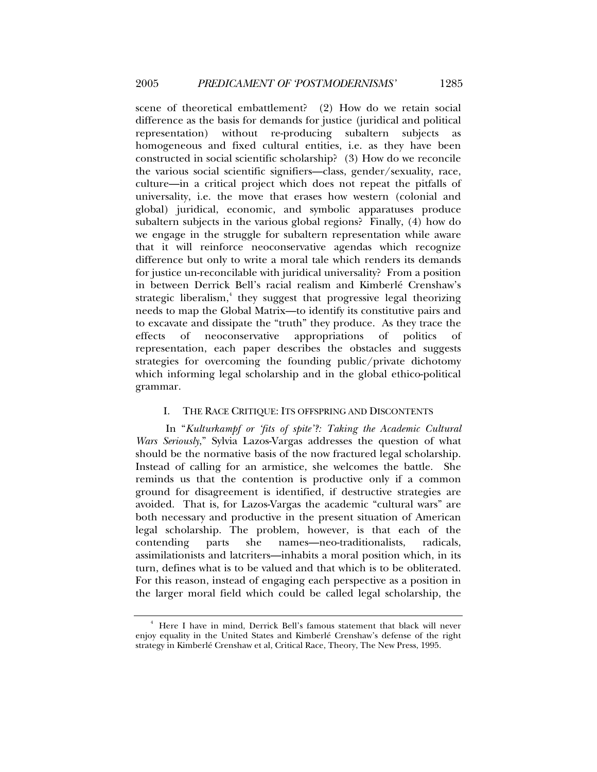scene of theoretical embattlement? (2) How do we retain social difference as the basis for demands for justice (juridical and political representation) without re-producing subaltern subjects as homogeneous and fixed cultural entities, i.e. as they have been constructed in social scientific scholarship? (3) How do we reconcile the various social scientific signifiers—class, gender/sexuality, race, culture—in a critical project which does not repeat the pitfalls of universality, i.e. the move that erases how western (colonial and global) juridical, economic, and symbolic apparatuses produce subaltern subjects in the various global regions? Finally, (4) how do we engage in the struggle for subaltern representation while aware that it will reinforce neoconservative agendas which recognize difference but only to write a moral tale which renders its demands for justice un-reconcilable with juridical universality? From a position in between Derrick Bell's racial realism and Kimberlé Crenshaw's strategic liberalism,[4] they suggest that progressive legal theorizing needs to map the Global Matrix—to identify its constitutive pairs and to excavate and dissipate the "truth" they produce. As they trace the effects of neoconservative appropriations of politics of representation, each paper describes the obstacles and suggests strategies for overcoming the founding public/private dichotomy which informing legal scholarship and in the global ethico-political grammar.

## I. THE RACE CRITIQUE: ITS OFFSPRING AND DISCONTENTS

In "*Kulturkampf or 'fits of spite'?: Taking the Academic Cultural Wars Seriously*," Sylvia Lazos-Vargas addresses the question of what should be the normative basis of the now fractured legal scholarship. Instead of calling for an armistice, she welcomes the battle. She reminds us that the contention is productive only if a common ground for disagreement is identified, if destructive strategies are avoided. That is, for Lazos-Vargas the academic "cultural wars" are both necessary and productive in the present situation of American legal scholarship. The problem, however, is that each of the contending parts she names—neo-traditionalists, radicals, assimilationists and latcriters—inhabits a moral position which, in its turn, defines what is to be valued and that which is to be obliterated. For this reason, instead of engaging each perspective as a position in the larger moral field which could be called legal scholarship, the

---

[4] Here I have in mind, Derrick Bell's famous statement that black will never enjoy equality in the United States and Kimberlé Crenshaw's defense of the right strategy in Kimberlé Crenshaw et al, Critical Race, Theory, The New Press, 1995.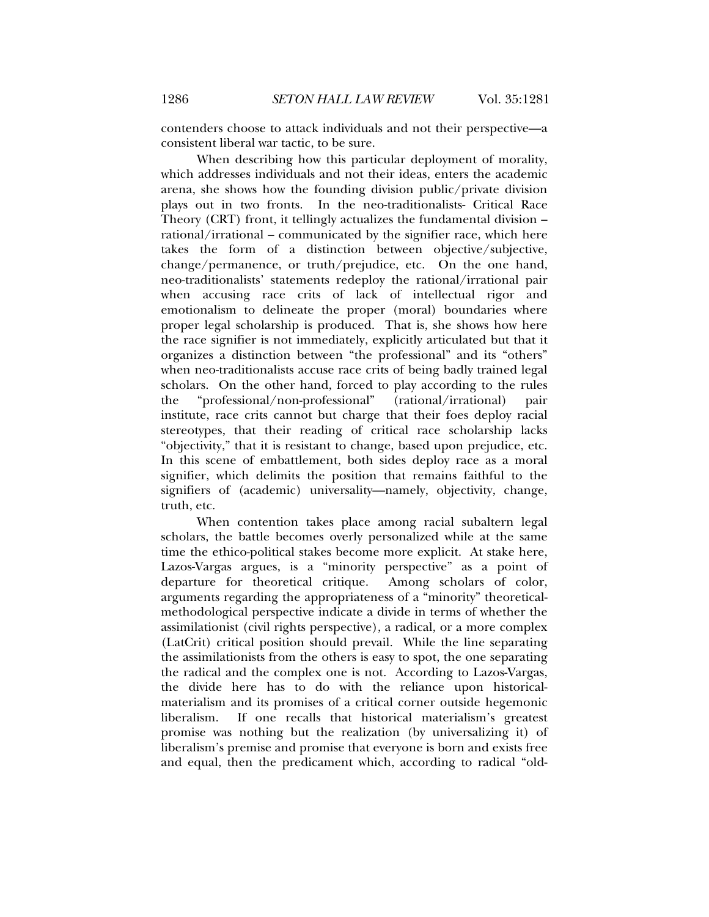contenders choose to attack individuals and not their perspective—a consistent liberal war tactic, to be sure.

When describing how this particular deployment of morality, which addresses individuals and not their ideas, enters the academic arena, she shows how the founding division public/private division plays out in two fronts. In the neo-traditionalists- Critical Race Theory (CRT) front, it tellingly actualizes the fundamental division – rational/irrational – communicated by the signifier race, which here takes the form of a distinction between objective/subjective, change/permanence, or truth/prejudice, etc. On the one hand, neo-traditionalists' statements redeploy the rational/irrational pair when accusing race crits of lack of intellectual rigor and emotionalism to delineate the proper (moral) boundaries where proper legal scholarship is produced. That is, she shows how here the race signifier is not immediately, explicitly articulated but that it organizes a distinction between "the professional" and its "others" when neo-traditionalists accuse race crits of being badly trained legal scholars. On the other hand, forced to play according to the rules the "professional/non-professional" (rational/irrational) pair institute, race crits cannot but charge that their foes deploy racial stereotypes, that their reading of critical race scholarship lacks "objectivity," that it is resistant to change, based upon prejudice, etc. In this scene of embattlement, both sides deploy race as a moral signifier, which delimits the position that remains faithful to the signifiers of (academic) universality—namely, objectivity, change, truth, etc.

When contention takes place among racial subaltern legal scholars, the battle becomes overly personalized while at the same time the ethico-political stakes become more explicit. At stake here, Lazos-Vargas argues, is a "minority perspective" as a point of departure for theoretical critique. Among scholars of color, arguments regarding the appropriateness of a "minority" theoretical-methodological perspective indicate a divide in terms of whether the assimilationist (civil rights perspective), a radical, or a more complex (LatCrit) critical position should prevail. While the line separating the assimilationists from the others is easy to spot, the one separating the radical and the complex one is not. According to Lazos-Vargas, the divide here has to do with the reliance upon historical-materialism and its promises of a critical corner outside hegemonic liberalism. If one recalls that historical materialism's greatest promise was nothing but the realization (by universalizing it) of liberalism's premise and promise that everyone is born and exists free and equal, then the predicament which, according to radical "old-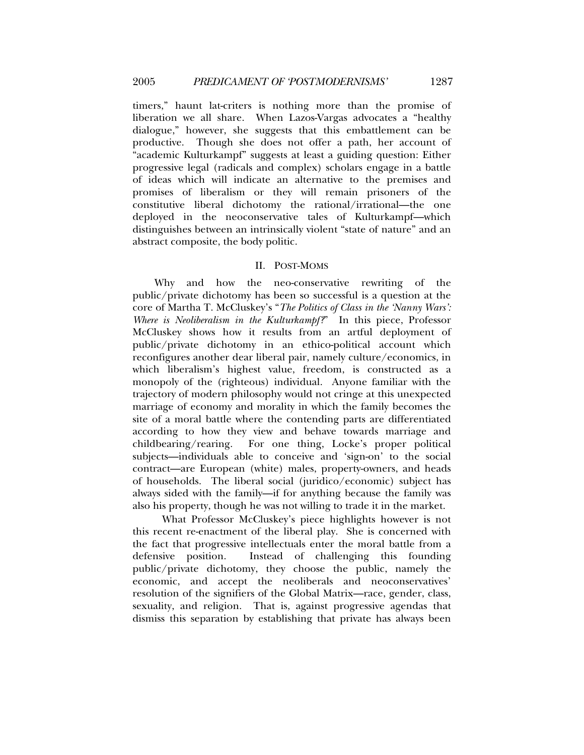timers," haunt lat-criters is nothing more than the promise of liberation we all share. When Lazos-Vargas advocates a "healthy dialogue," however, she suggests that this embattlement can be productive. Though she does not offer a path, her account of "academic Kulturkampf" suggests at least a guiding question: Either progressive legal (radicals and complex) scholars engage in a battle of ideas which will indicate an alternative to the premises and promises of liberalism or they will remain prisoners of the constitutive liberal dichotomy the rational/irrational—the one deployed in the neoconservative tales of Kulturkampf—which distinguishes between an intrinsically violent "state of nature" and an abstract composite, the body politic.

## II. POST-MOMS

Why and how the neo-conservative rewriting of the public/private dichotomy has been so successful is a question at the core of Martha T. McCluskey's "*The Politics of Class in the 'Nanny Wars': Where is Neoliberalism in the Kulturkampf?*" In this piece, Professor McCluskey shows how it results from an artful deployment of public/private dichotomy in an ethico-political account which reconfigures another dear liberal pair, namely culture/economics, in which liberalism's highest value, freedom, is constructed as a monopoly of the (righteous) individual. Anyone familiar with the trajectory of modern philosophy would not cringe at this unexpected marriage of economy and morality in which the family becomes the site of a moral battle where the contending parts are differentiated according to how they view and behave towards marriage and childbearing/rearing. For one thing, Locke's proper political subjects—individuals able to conceive and 'sign-on' to the social contract—are European (white) males, property-owners, and heads of households. The liberal social (juridico/economic) subject has always sided with the family—if for anything because the family was also his property, though he was not willing to trade it in the market.

What Professor McCluskey's piece highlights however is not this recent re-enactment of the liberal play. She is concerned with the fact that progressive intellectuals enter the moral battle from a defensive position. Instead of challenging this founding public/private dichotomy, they choose the public, namely the economic, and accept the neoliberals and neoconservatives' resolution of the signifiers of the Global Matrix—race, gender, class, sexuality, and religion. That is, against progressive agendas that dismiss this separation by establishing that private has always been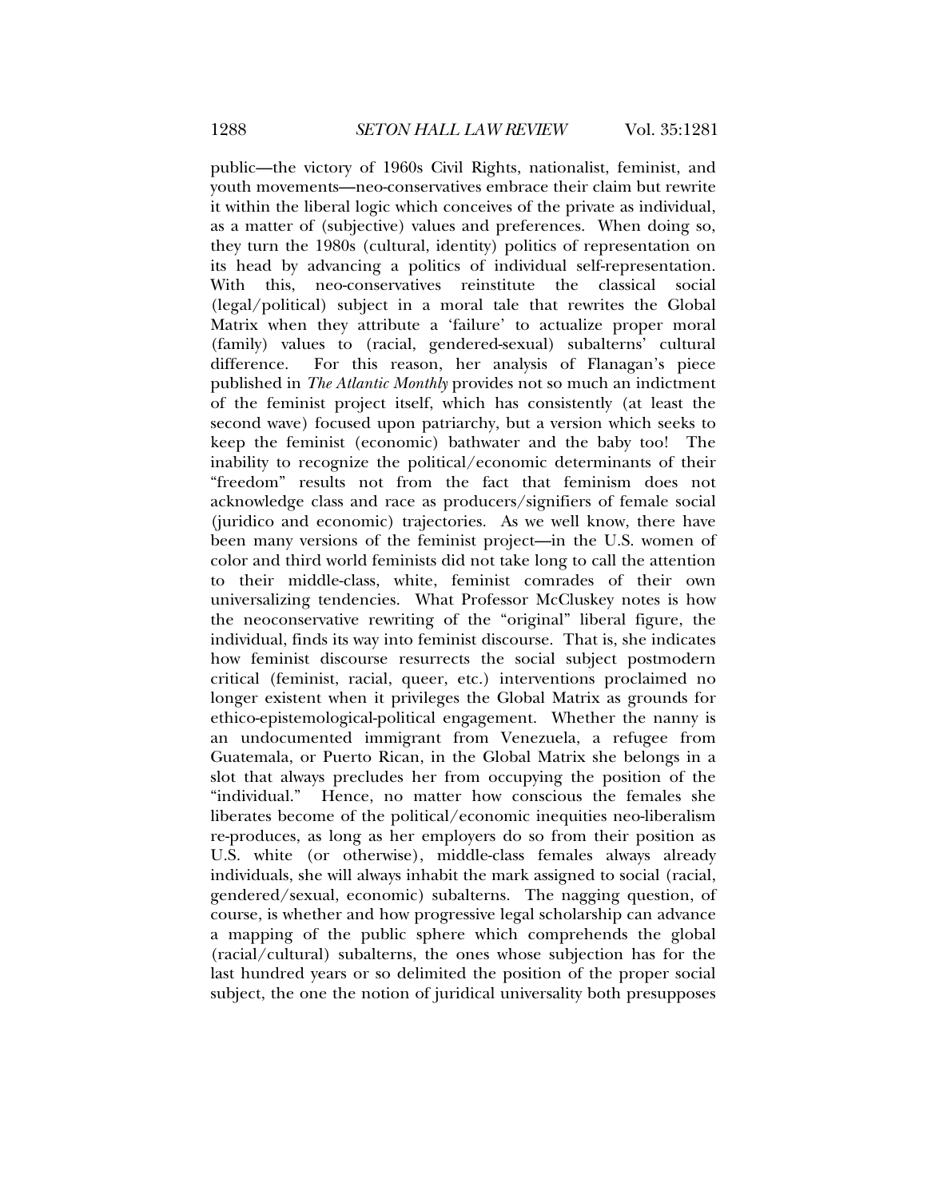public—the victory of 1960s Civil Rights, nationalist, feminist, and youth movements—neo-conservatives embrace their claim but rewrite it within the liberal logic which conceives of the private as individual, as a matter of (subjective) values and preferences. When doing so, they turn the 1980s (cultural, identity) politics of representation on its head by advancing a politics of individual self-representation. With this, neo-conservatives reinstitute the classical social (legal/political) subject in a moral tale that rewrites the Global Matrix when they attribute a 'failure' to actualize proper moral (family) values to (racial, gendered-sexual) subalterns' cultural difference. For this reason, her analysis of Flanagan's piece published in *The Atlantic Monthly* provides not so much an indictment of the feminist project itself, which has consistently (at least the second wave) focused upon patriarchy, but a version which seeks to keep the feminist (economic) bathwater and the baby too! The inability to recognize the political/economic determinants of their "freedom" results not from the fact that feminism does not acknowledge class and race as producers/signifiers of female social (juridico and economic) trajectories. As we well know, there have been many versions of the feminist project—in the U.S. women of color and third world feminists did not take long to call the attention to their middle-class, white, feminist comrades of their own universalizing tendencies. What Professor McCluskey notes is how the neoconservative rewriting of the "original" liberal figure, the individual, finds its way into feminist discourse. That is, she indicates how feminist discourse resurrects the social subject postmodern critical (feminist, racial, queer, etc.) interventions proclaimed no longer existent when it privileges the Global Matrix as grounds for ethico-epistemological-political engagement. Whether the nanny is an undocumented immigrant from Venezuela, a refugee from Guatemala, or Puerto Rican, in the Global Matrix she belongs in a slot that always precludes her from occupying the position of the "individual." Hence, no matter how conscious the females she liberates become of the political/economic inequities neo-liberalism re-produces, as long as her employers do so from their position as U.S. white (or otherwise), middle-class females always already individuals, she will always inhabit the mark assigned to social (racial, gendered/sexual, economic) subalterns. The nagging question, of course, is whether and how progressive legal scholarship can advance a mapping of the public sphere which comprehends the global (racial/cultural) subalterns, the ones whose subjection has for the last hundred years or so delimited the position of the proper social subject, the one the notion of juridical universality both presupposes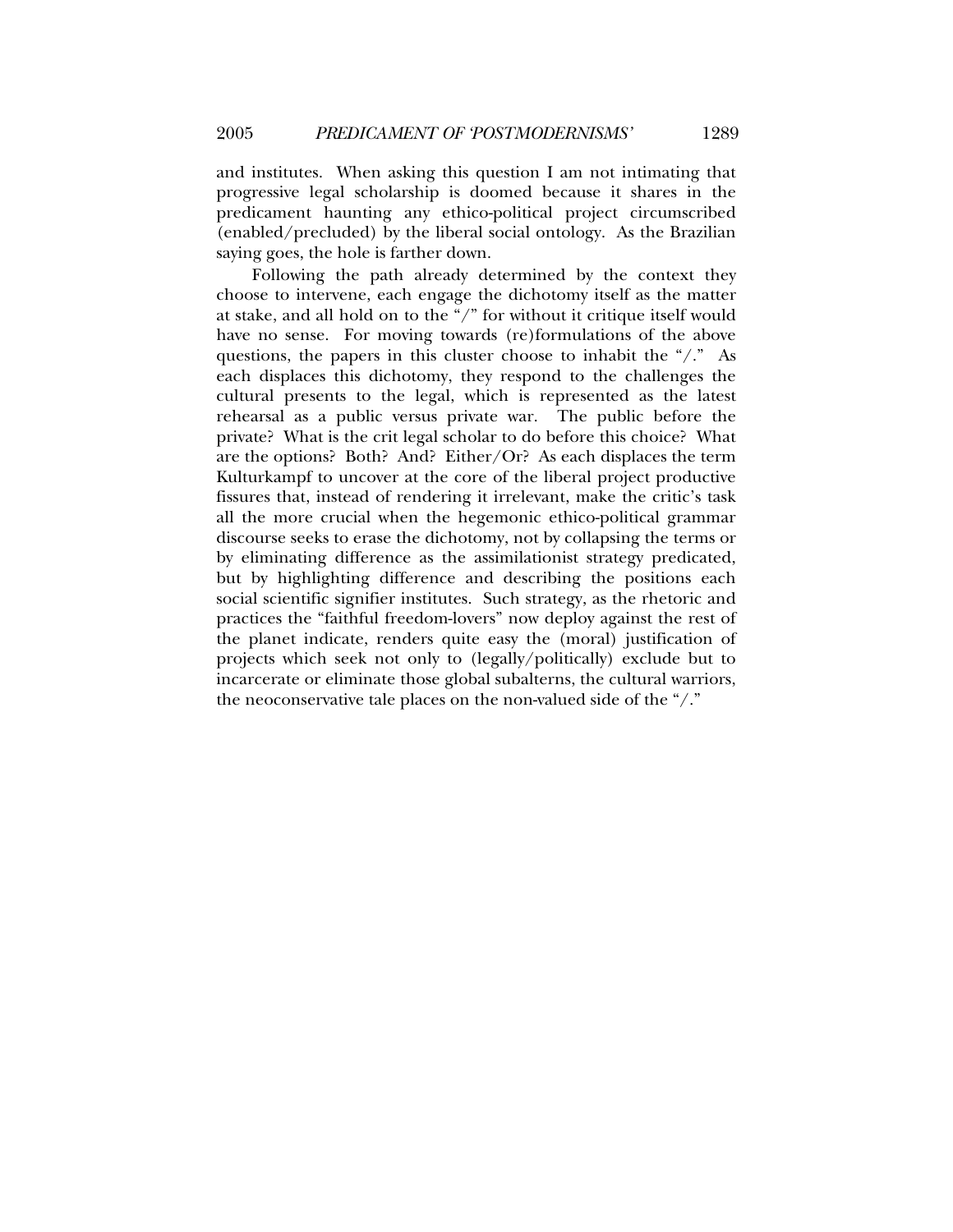and institutes. When asking this question I am not intimating that progressive legal scholarship is doomed because it shares in the predicament haunting any ethico-political project circumscribed (enabled/precluded) by the liberal social ontology. As the Brazilian saying goes, the hole is farther down.

Following the path already determined by the context they choose to intervene, each engage the dichotomy itself as the matter at stake, and all hold on to the "/" for without it critique itself would have no sense. For moving towards (re)formulations of the above questions, the papers in this cluster choose to inhabit the "/." As each displaces this dichotomy, they respond to the challenges the cultural presents to the legal, which is represented as the latest rehearsal as a public versus private war. The public before the private? What is the crit legal scholar to do before this choice? What are the options? Both? And? Either/Or? As each displaces the term Kulturkampf to uncover at the core of the liberal project productive fissures that, instead of rendering it irrelevant, make the critic's task all the more crucial when the hegemonic ethico-political grammar discourse seeks to erase the dichotomy, not by collapsing the terms or by eliminating difference as the assimilationist strategy predicated, but by highlighting difference and describing the positions each social scientific signifier institutes. Such strategy, as the rhetoric and practices the "faithful freedom-lovers" now deploy against the rest of the planet indicate, renders quite easy the (moral) justification of projects which seek not only to (legally/politically) exclude but to incarcerate or eliminate those global subalterns, the cultural warriors, the neoconservative tale places on the non-valued side of the "/."